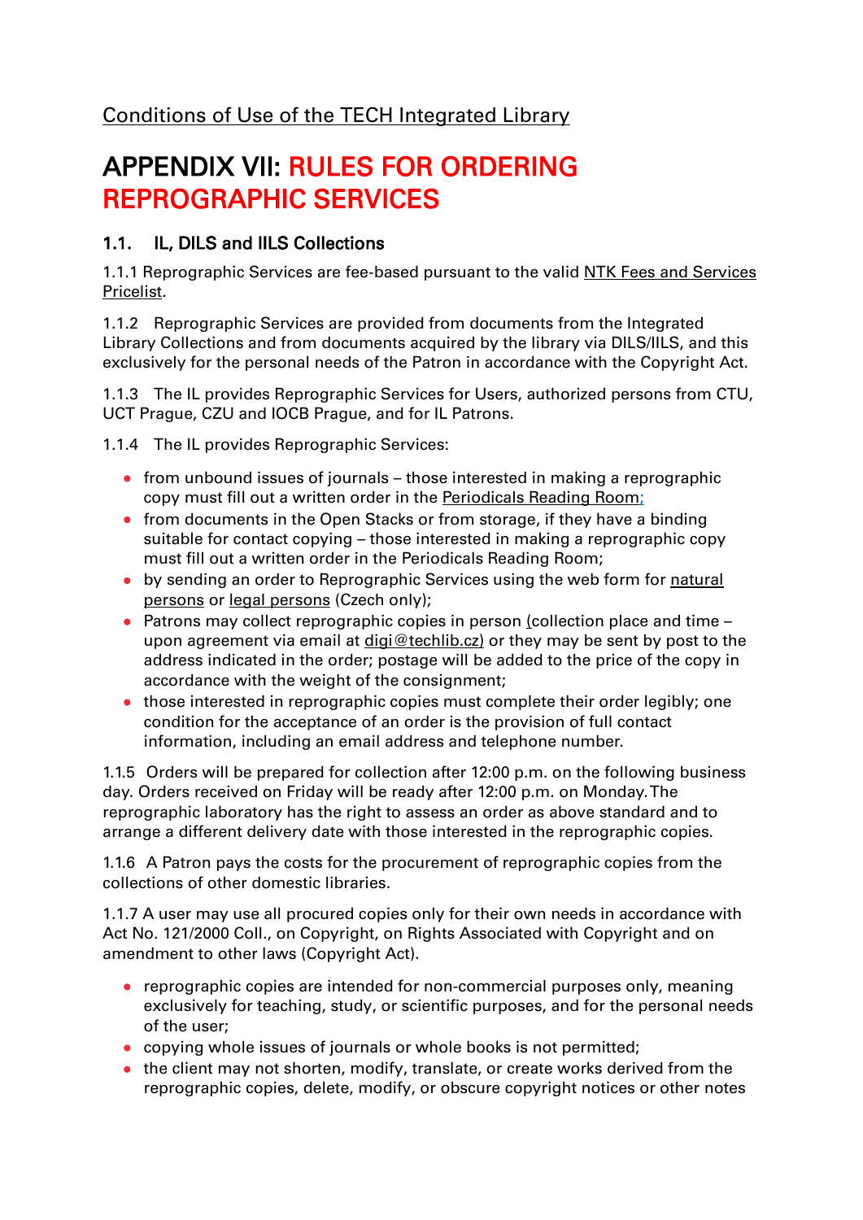Conditions of Use of the TECH Integrated Library

# APPENDIX VII: RULES FOR ORDERING REPROGRAPHIC SERVICES

## 1.1. IL, DILS and IILS Collections

1.1.1 Reprographic Services are fee-based pursuant to the valid NTK Fees and Services Pricelist.

1.1.2 Reprographic Services are provided from documents from the Integrated Library Collections and from documents acquired by the library via DILS/IILS, and this exclusively for the personal needs of the Patron in accordance with the Copyright Act.

1.1.3 The IL provides Reprographic Services for Users, authorized persons from CTU, UCT Prague, CZU and IOCB Prague, and for IL Patrons.

1.1.4 The IL provides Reprographic Services:

- from unbound issues of journals – those interested in making a reprographic copy must fill out a written order in the Periodicals Reading Room;
- from documents in the Open Stacks or from storage, if they have a binding suitable for contact copying – those interested in making a reprographic copy must fill out a written order in the Periodicals Reading Room;
- by sending an order to Reprographic Services using the web form for natural persons or legal persons (Czech only);
- Patrons may collect reprographic copies in person (collection place and time – upon agreement via email at digi@techlib.cz) or they may be sent by post to the address indicated in the order; postage will be added to the price of the copy in accordance with the weight of the consignment;
- those interested in reprographic copies must complete their order legibly; one condition for the acceptance of an order is the provision of full contact information, including an email address and telephone number.

1.1.5 Orders will be prepared for collection after 12:00 p.m. on the following business day. Orders received on Friday will be ready after 12:00 p.m. on Monday. The reprographic laboratory has the right to assess an order as above standard and to arrange a different delivery date with those interested in the reprographic copies.

1.1.6 A Patron pays the costs for the procurement of reprographic copies from the collections of other domestic libraries.

1.1.7 A user may use all procured copies only for their own needs in accordance with Act No. 121/2000 Coll., on Copyright, on Rights Associated with Copyright and on amendment to other laws (Copyright Act).

- reprographic copies are intended for non-commercial purposes only, meaning exclusively for teaching, study, or scientific purposes, and for the personal needs of the user;
- copying whole issues of journals or whole books is not permitted;
- the client may not shorten, modify, translate, or create works derived from the reprographic copies, delete, modify, or obscure copyright notices or other notes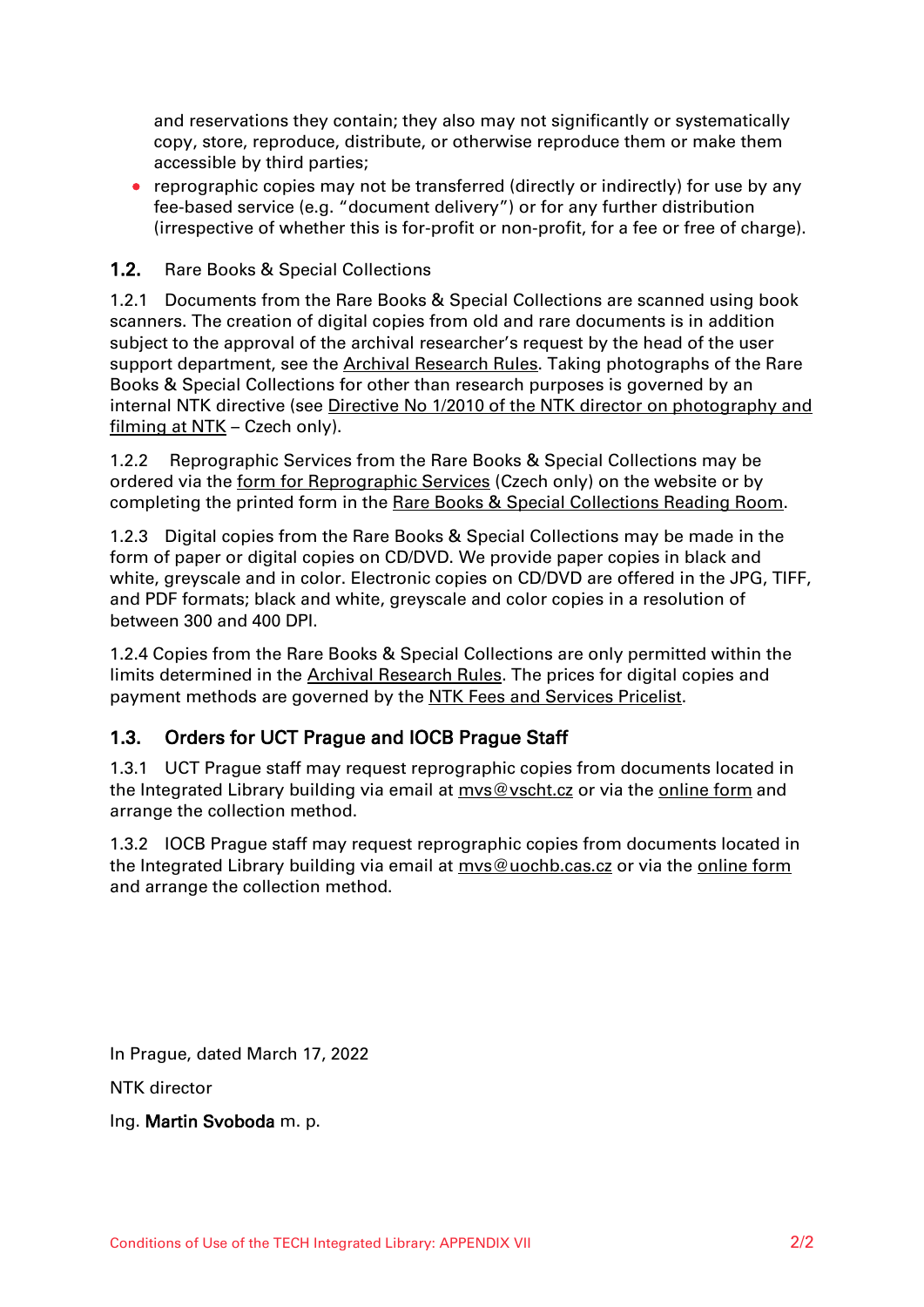and reservations they contain; they also may not significantly or systematically copy, store, reproduce, distribute, or otherwise reproduce them or make them accessible by third parties;

- reprographic copies may not be transferred (directly or indirectly) for use by any fee-based service (e.g. "document delivery") or for any further distribution (irrespective of whether this is for-profit or non-profit, for a fee or free of charge).

### 1.2. Rare Books & Special Collections

1.2.1 Documents from the Rare Books & Special Collections are scanned using book scanners. The creation of digital copies from old and rare documents is in addition subject to the approval of the archival researcher's request by the head of the user support department, see the Archival Research Rules. Taking photographs of the Rare Books & Special Collections for other than research purposes is governed by an internal NTK directive (see Directive No 1/2010 of the NTK director on photography and filming at NTK – Czech only).

1.2.2 Reprographic Services from the Rare Books & Special Collections may be ordered via the form for Reprographic Services (Czech only) on the website or by completing the printed form in the Rare Books & Special Collections Reading Room.

1.2.3 Digital copies from the Rare Books & Special Collections may be made in the form of paper or digital copies on CD/DVD. We provide paper copies in black and white, greyscale and in color. Electronic copies on CD/DVD are offered in the JPG, TIFF, and PDF formats; black and white, greyscale and color copies in a resolution of between 300 and 400 DPI.

1.2.4 Copies from the Rare Books & Special Collections are only permitted within the limits determined in the Archival Research Rules. The prices for digital copies and payment methods are governed by the NTK Fees and Services Pricelist.

### 1.3. Orders for UCT Prague and IOCB Prague Staff

1.3.1 UCT Prague staff may request reprographic copies from documents located in the Integrated Library building via email at mvs@vscht.cz or via the online form and arrange the collection method.

1.3.2 IOCB Prague staff may request reprographic copies from documents located in the Integrated Library building via email at mvs@uochb.cas.cz or via the online form and arrange the collection method.

In Prague, dated March 17, 2022

NTK director

Ing. **Martin Svoboda** m. p.